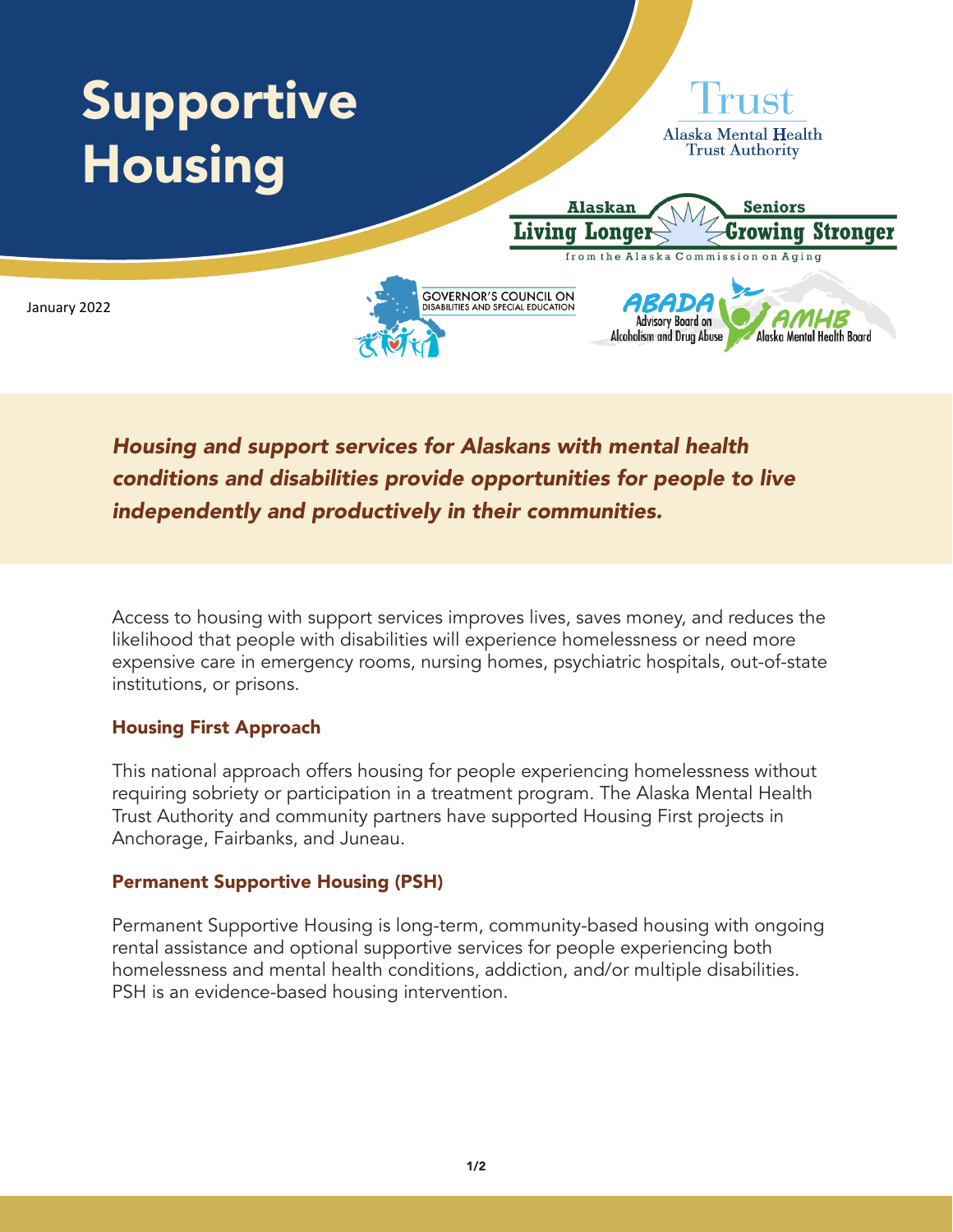# Supportive Housing

January 2022

*Housing and support services for Alaskans with mental health conditions and disabilities provide opportunities for people to live independently and productively in their communities.*

Access to housing with support services improves lives, saves money, and reduces the likelihood that people with disabilities will experience homelessness or need more expensive care in emergency rooms, nursing homes, psychiatric hospitals, out-of-state institutions, or prisons.

### Housing First Approach

This national approach offers housing for people experiencing homelessness without requiring sobriety or participation in a treatment program. The Alaska Mental Health Trust Authority and community partners have supported Housing First projects in Anchorage, Fairbanks, and Juneau.

### Permanent Supportive Housing (PSH)

Permanent Supportive Housing is long-term, community-based housing with ongoing rental assistance and optional supportive services for people experiencing both homelessness and mental health conditions, addiction, and/or multiple disabilities. PSH is an evidence-based housing intervention.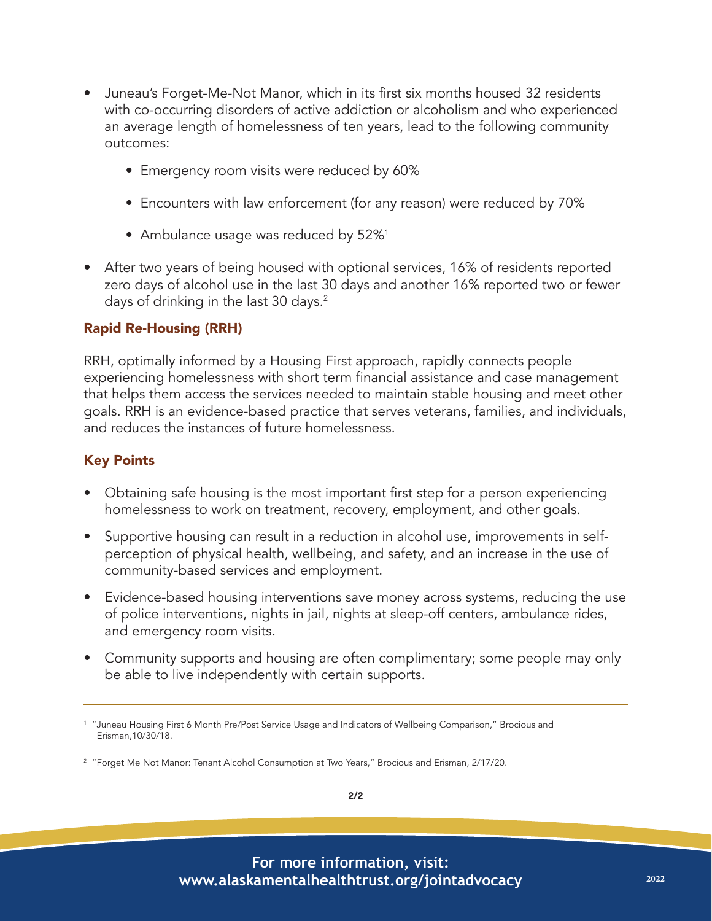- Juneau's Forget-Me-Not Manor, which in its first six months housed 32 residents with co-occurring disorders of active addiction or alcoholism and who experienced an average length of homelessness of ten years, lead to the following community outcomes:
  - Emergency room visits were reduced by 60%
  - Encounters with law enforcement (for any reason) were reduced by 70%
  - Ambulance usage was reduced by 52%[1]
- After two years of being housed with optional services, 16% of residents reported zero days of alcohol use in the last 30 days and another 16% reported two or fewer days of drinking in the last 30 days.[2]

## Rapid Re-Housing (RRH)

RRH, optimally informed by a Housing First approach, rapidly connects people experiencing homelessness with short term financial assistance and case management that helps them access the services needed to maintain stable housing and meet other goals. RRH is an evidence-based practice that serves veterans, families, and individuals, and reduces the instances of future homelessness.

## Key Points

- Obtaining safe housing is the most important first step for a person experiencing homelessness to work on treatment, recovery, employment, and other goals.
- Supportive housing can result in a reduction in alcohol use, improvements in self-perception of physical health, wellbeing, and safety, and an increase in the use of community-based services and employment.
- Evidence-based housing interventions save money across systems, reducing the use of police interventions, nights in jail, nights at sleep-off centers, ambulance rides, and emergency room visits.
- Community supports and housing are often complimentary; some people may only be able to live independently with certain supports.

---

[1] "Juneau Housing First 6 Month Pre/Post Service Usage and Indicators of Wellbeing Comparison," Brocious and Erisman,10/30/18.

[2] "Forget Me Not Manor: Tenant Alcohol Consumption at Two Years," Brocious and Erisman, 2/17/20.

**For more information, visit: www.alaskamentalhealthtrust.org/jointadvocacy**

2022